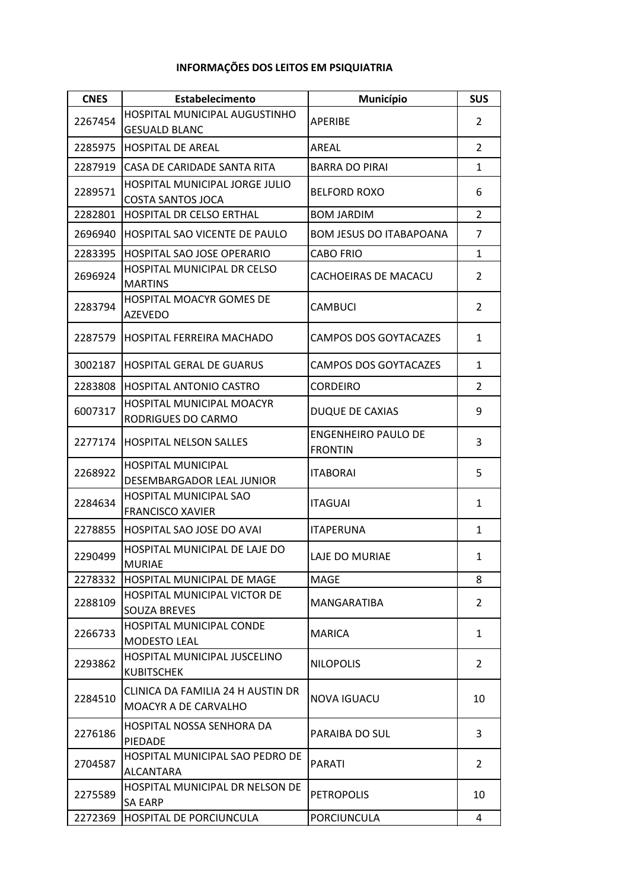# INFORMAÇÕES DOS LEITOS EM PSIQUIATRIA

| CNES | Estabelecimento | Município | SUS |
|---|---|---|---|
| 2267454 | HOSPITAL MUNICIPAL AUGUSTINHO GESUALD BLANC | APERIBE | 2 |
| 2285975 | HOSPITAL DE AREAL | AREAL | 2 |
| 2287919 | CASA DE CARIDADE SANTA RITA | BARRA DO PIRAI | 1 |
| 2289571 | HOSPITAL MUNICIPAL JORGE JULIO COSTA SANTOS JOCA | BELFORD ROXO | 6 |
| 2282801 | HOSPITAL DR CELSO ERTHAL | BOM JARDIM | 2 |
| 2696940 | HOSPITAL SAO VICENTE DE PAULO | BOM JESUS DO ITABAPOANA | 7 |
| 2283395 | HOSPITAL SAO JOSE OPERARIO | CABO FRIO | 1 |
| 2696924 | HOSPITAL MUNICIPAL DR CELSO MARTINS | CACHOEIRAS DE MACACU | 2 |
| 2283794 | HOSPITAL MOACYR GOMES DE AZEVEDO | CAMBUCI | 2 |
| 2287579 | HOSPITAL FERREIRA MACHADO | CAMPOS DOS GOYTACAZES | 1 |
| 3002187 | HOSPITAL GERAL DE GUARUS | CAMPOS DOS GOYTACAZES | 1 |
| 2283808 | HOSPITAL ANTONIO CASTRO | CORDEIRO | 2 |
| 6007317 | HOSPITAL MUNICIPAL MOACYR RODRIGUES DO CARMO | DUQUE DE CAXIAS | 9 |
| 2277174 | HOSPITAL NELSON SALLES | ENGENHEIRO PAULO DE FRONTIN | 3 |
| 2268922 | HOSPITAL MUNICIPAL DESEMBARGADOR LEAL JUNIOR | ITABORAI | 5 |
| 2284634 | HOSPITAL MUNICIPAL SAO FRANCISCO XAVIER | ITAGUAI | 1 |
| 2278855 | HOSPITAL SAO JOSE DO AVAI | ITAPERUNA | 1 |
| 2290499 | HOSPITAL MUNICIPAL DE LAJE DO MURIAE | LAJE DO MURIAE | 1 |
| 2278332 | HOSPITAL MUNICIPAL DE MAGE | MAGE | 8 |
| 2288109 | HOSPITAL MUNICIPAL VICTOR DE SOUZA BREVES | MANGARATIBA | 2 |
| 2266733 | HOSPITAL MUNICIPAL CONDE MODESTO LEAL | MARICA | 1 |
| 2293862 | HOSPITAL MUNICIPAL JUSCELINO KUBITSCHEK | NILOPOLIS | 2 |
| 2284510 | CLINICA DA FAMILIA 24 H AUSTIN DR MOACYR A DE CARVALHO | NOVA IGUACU | 10 |
| 2276186 | HOSPITAL NOSSA SENHORA DA PIEDADE | PARAIBA DO SUL | 3 |
| 2704587 | HOSPITAL MUNICIPAL SAO PEDRO DE ALCANTARA | PARATI | 2 |
| 2275589 | HOSPITAL MUNICIPAL DR NELSON DE SA EARP | PETROPOLIS | 10 |
| 2272369 | HOSPITAL DE PORCIUNCULA | PORCIUNCULA | 4 |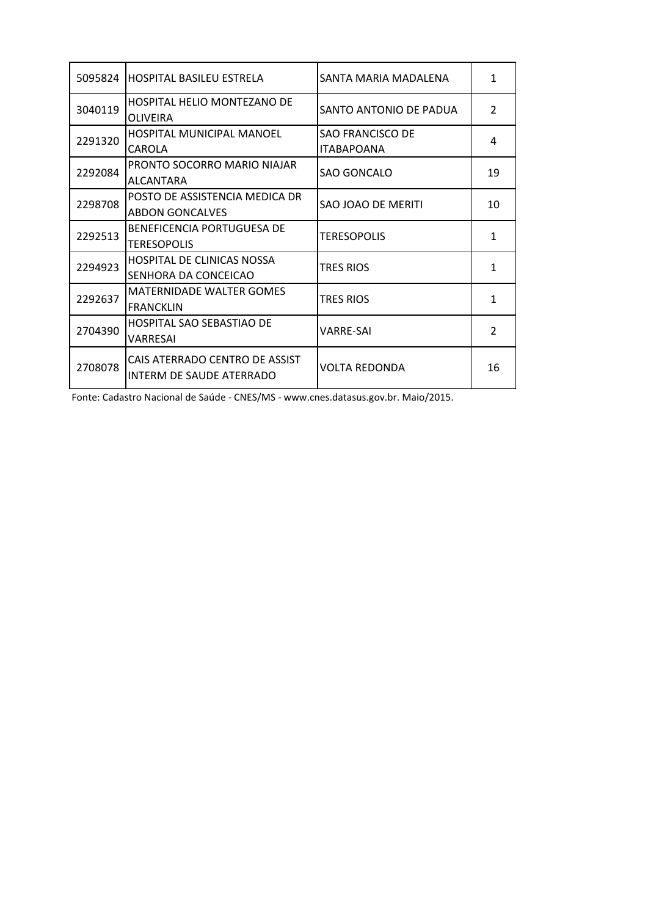| | | | |
|---|---|---|---|
| 5095824 | HOSPITAL BASILEU ESTRELA | SANTA MARIA MADALENA | 1 |
| 3040119 | HOSPITAL HELIO MONTEZANO DE OLIVEIRA | SANTO ANTONIO DE PADUA | 2 |
| 2291320 | HOSPITAL MUNICIPAL MANOEL CAROLA | SAO FRANCISCO DE ITABAPOANA | 4 |
| 2292084 | PRONTO SOCORRO MARIO NIAJAR ALCANTARA | SAO GONCALO | 19 |
| 2298708 | POSTO DE ASSISTENCIA MEDICA DR ABDON GONCALVES | SAO JOAO DE MERITI | 10 |
| 2292513 | BENEFICENCIA PORTUGUESA DE TERESOPOLIS | TERESOPOLIS | 1 |
| 2294923 | HOSPITAL DE CLINICAS NOSSA SENHORA DA CONCEICAO | TRES RIOS | 1 |
| 2292637 | MATERNIDADE WALTER GOMES FRANCKLIN | TRES RIOS | 1 |
| 2704390 | HOSPITAL SAO SEBASTIAO DE VARRESAI | VARRE-SAI | 2 |
| 2708078 | CAIS ATERRADO CENTRO DE ASSIST INTERM DE SAUDE ATERRADO | VOLTA REDONDA | 16 |

Fonte: Cadastro Nacional de Saúde - CNES/MS - www.cnes.datasus.gov.br. Maio/2015.